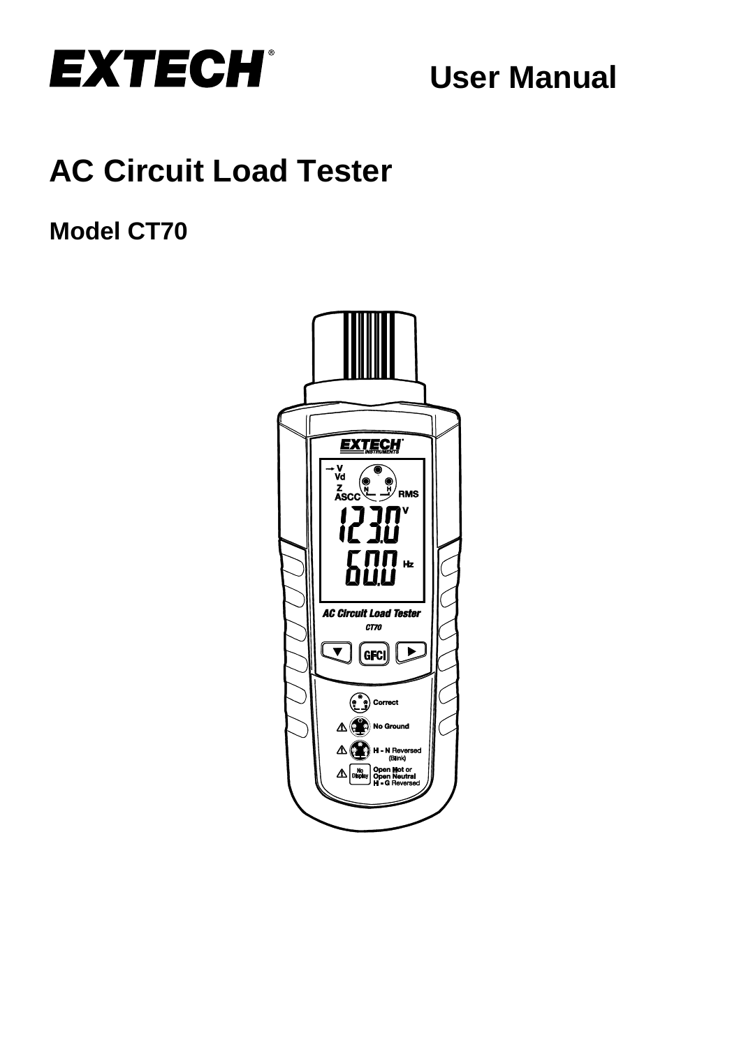**EXTECH**

# User Manual

# AC Circuit Load Tester

## Model CT70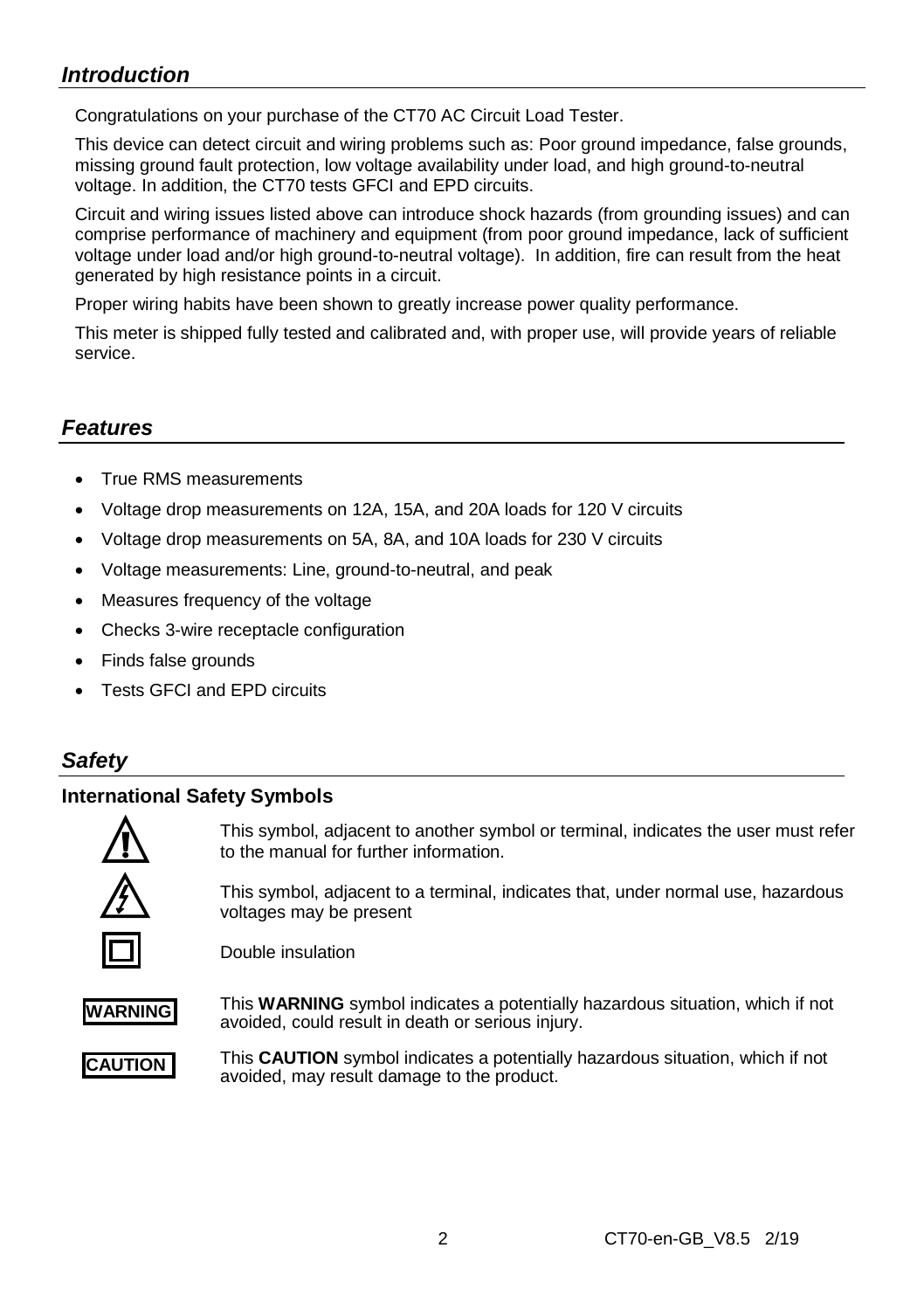## *Introduction*

Congratulations on your purchase of the CT70 AC Circuit Load Tester.

This device can detect circuit and wiring problems such as: Poor ground impedance, false grounds, missing ground fault protection, low voltage availability under load, and high ground-to-neutral voltage. In addition, the CT70 tests GFCI and EPD circuits.

Circuit and wiring issues listed above can introduce shock hazards (from grounding issues) and can comprise performance of machinery and equipment (from poor ground impedance, lack of sufficient voltage under load and/or high ground-to-neutral voltage). In addition, fire can result from the heat generated by high resistance points in a circuit.

Proper wiring habits have been shown to greatly increase power quality performance.

This meter is shipped fully tested and calibrated and, with proper use, will provide years of reliable service.

## *Features*

- True RMS measurements
- Voltage drop measurements on 12A, 15A, and 20A loads for 120 V circuits
- Voltage drop measurements on 5A, 8A, and 10A loads for 230 V circuits
- Voltage measurements: Line, ground-to-neutral, and peak
- Measures frequency of the voltage
- Checks 3-wire receptacle configuration
- Finds false grounds
- Tests GFCI and EPD circuits

## *Safety*

### International Safety Symbols

⚠ This symbol, adjacent to another symbol or terminal, indicates the user must refer to the manual for further information.

⚡ This symbol, adjacent to a terminal, indicates that, under normal use, hazardous voltages may be present

⧈ Double insulation

**WARNING** This **WARNING** symbol indicates a potentially hazardous situation, which if not avoided, could result in death or serious injury.

**CAUTION** This **CAUTION** symbol indicates a potentially hazardous situation, which if not avoided, may result damage to the product.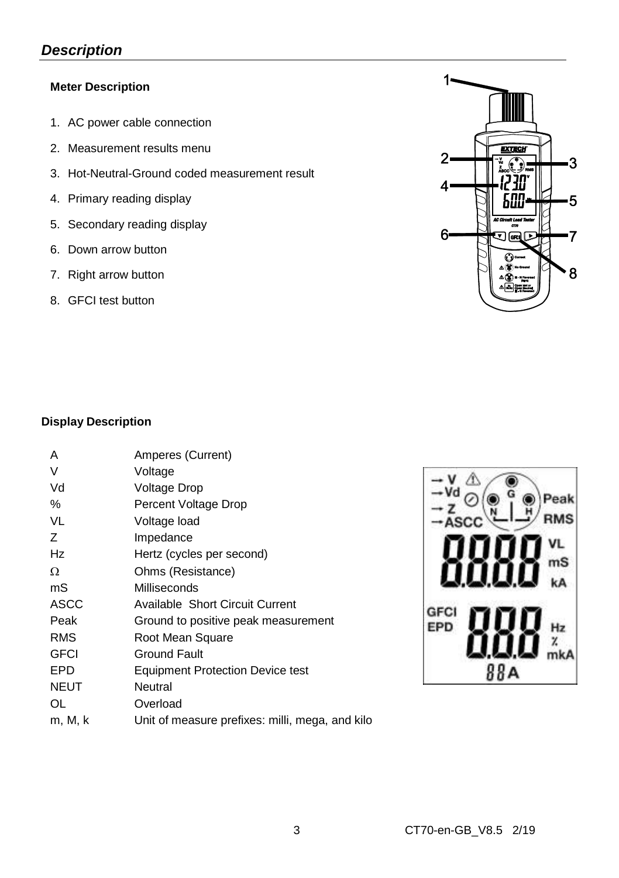## *Description*

### Meter Description

1. AC power cable connection
2. Measurement results menu
3. Hot-Neutral-Ground coded measurement result
4. Primary reading display
5. Secondary reading display
6. Down arrow button
7. Right arrow button
8. GFCI test button

### Display Description

| | |
|---|---|
| A | Amperes (Current) |
| V | Voltage |
| Vd | Voltage Drop |
| % | Percent Voltage Drop |
| VL | Voltage load |
| Z | Impedance |
| Hz | Hertz (cycles per second) |
| Ω | Ohms (Resistance) |
| mS | Milliseconds |
| ASCC | Available Short Circuit Current |
| Peak | Ground to positive peak measurement |
| RMS | Root Mean Square |
| GFCI | Ground Fault |
| EPD | Equipment Protection Device test |
| NEUT | Neutral |
| OL | Overload |
| m, M, k | Unit of measure prefixes: milli, mega, and kilo |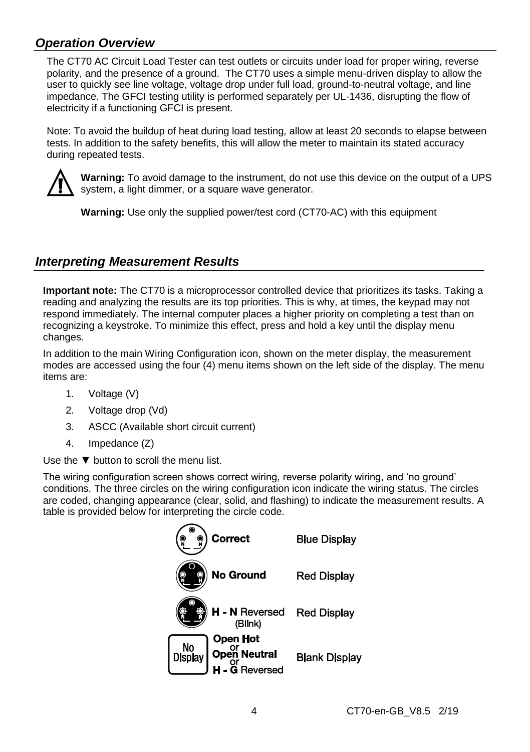## *Operation Overview*

The CT70 AC Circuit Load Tester can test outlets or circuits under load for proper wiring, reverse polarity, and the presence of a ground. The CT70 uses a simple menu-driven display to allow the user to quickly see line voltage, voltage drop under full load, ground-to-neutral voltage, and line impedance. The GFCI testing utility is performed separately per UL-1436, disrupting the flow of electricity if a functioning GFCI is present.

Note: To avoid the buildup of heat during load testing, allow at least 20 seconds to elapse between tests. In addition to the safety benefits, this will allow the meter to maintain its stated accuracy during repeated tests.

**Warning:** To avoid damage to the instrument, do not use this device on the output of a UPS system, a light dimmer, or a square wave generator.

**Warning:** Use only the supplied power/test cord (CT70-AC) with this equipment

## *Interpreting Measurement Results*

**Important note:** The CT70 is a microprocessor controlled device that prioritizes its tasks. Taking a reading and analyzing the results are its top priorities. This is why, at times, the keypad may not respond immediately. The internal computer places a higher priority on completing a test than on recognizing a keystroke. To minimize this effect, press and hold a key until the display menu changes.

In addition to the main Wiring Configuration icon, shown on the meter display, the measurement modes are accessed using the four (4) menu items shown on the left side of the display. The menu items are:

1. Voltage (V)
2. Voltage drop (Vd)
3. ASCC (Available short circuit current)
4. Impedance (Z)

Use the ▼ button to scroll the menu list.

The wiring configuration screen shows correct wiring, reverse polarity wiring, and 'no ground' conditions. The three circles on the wiring configuration icon indicate the wiring status. The circles are coded, changing appearance (clear, solid, and flashing) to indicate the measurement results. A table is provided below for interpreting the circle code.

| Condition | Display |
|---|---|
| **Correct** | Blue Display |
| **No Ground** | Red Display |
| **H - N** Reversed (Blink) | Red Display |
| No Display: **Open Hot** or **Open Neutral** or **H - G** Reversed | Blank Display |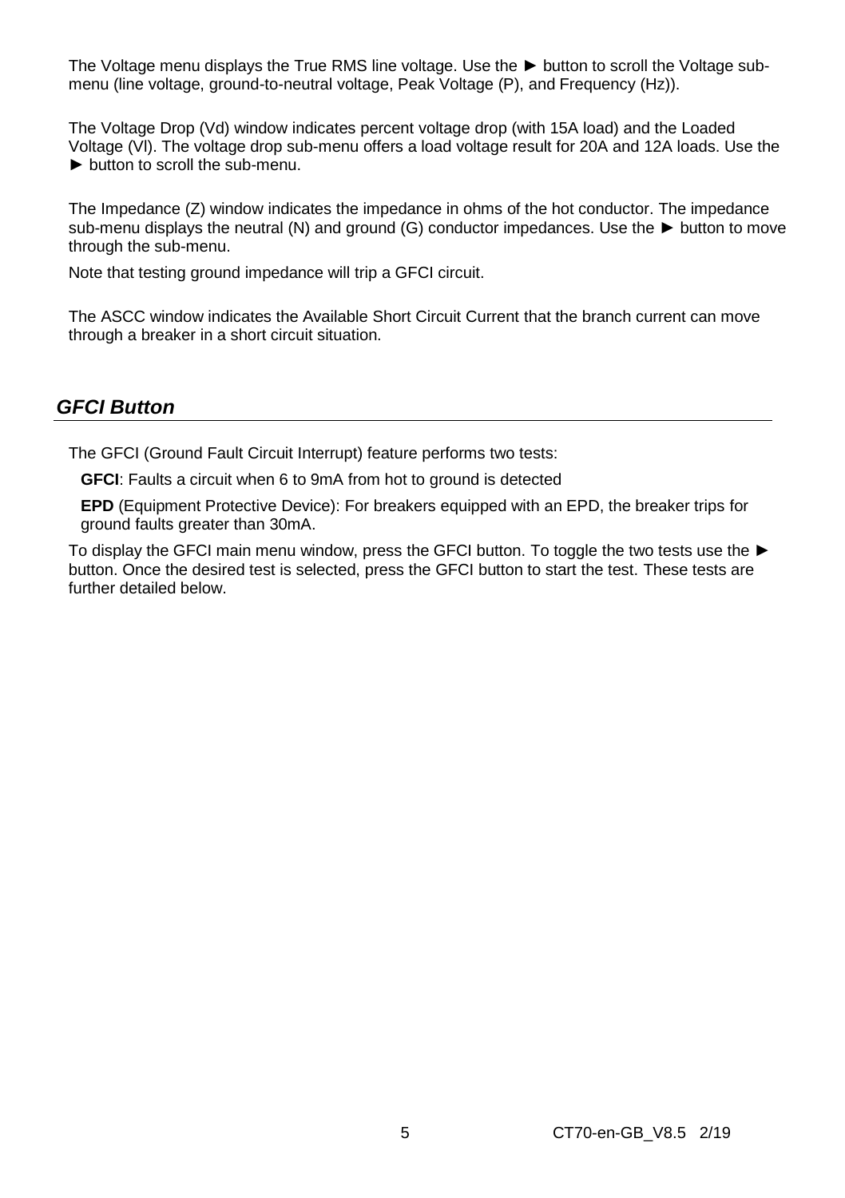The Voltage menu displays the True RMS line voltage. Use the ► button to scroll the Voltage sub-menu (line voltage, ground-to-neutral voltage, Peak Voltage (P), and Frequency (Hz)).

The Voltage Drop (Vd) window indicates percent voltage drop (with 15A load) and the Loaded Voltage (Vl). The voltage drop sub-menu offers a load voltage result for 20A and 12A loads. Use the ► button to scroll the sub-menu.

The Impedance (Z) window indicates the impedance in ohms of the hot conductor. The impedance sub-menu displays the neutral (N) and ground (G) conductor impedances. Use the ► button to move through the sub-menu.

Note that testing ground impedance will trip a GFCI circuit.

The ASCC window indicates the Available Short Circuit Current that the branch current can move through a breaker in a short circuit situation.

## *GFCI Button*

The GFCI (Ground Fault Circuit Interrupt) feature performs two tests:

**GFCI**: Faults a circuit when 6 to 9mA from hot to ground is detected

**EPD** (Equipment Protective Device): For breakers equipped with an EPD, the breaker trips for ground faults greater than 30mA.

To display the GFCI main menu window, press the GFCI button. To toggle the two tests use the ► button. Once the desired test is selected, press the GFCI button to start the test. These tests are further detailed below.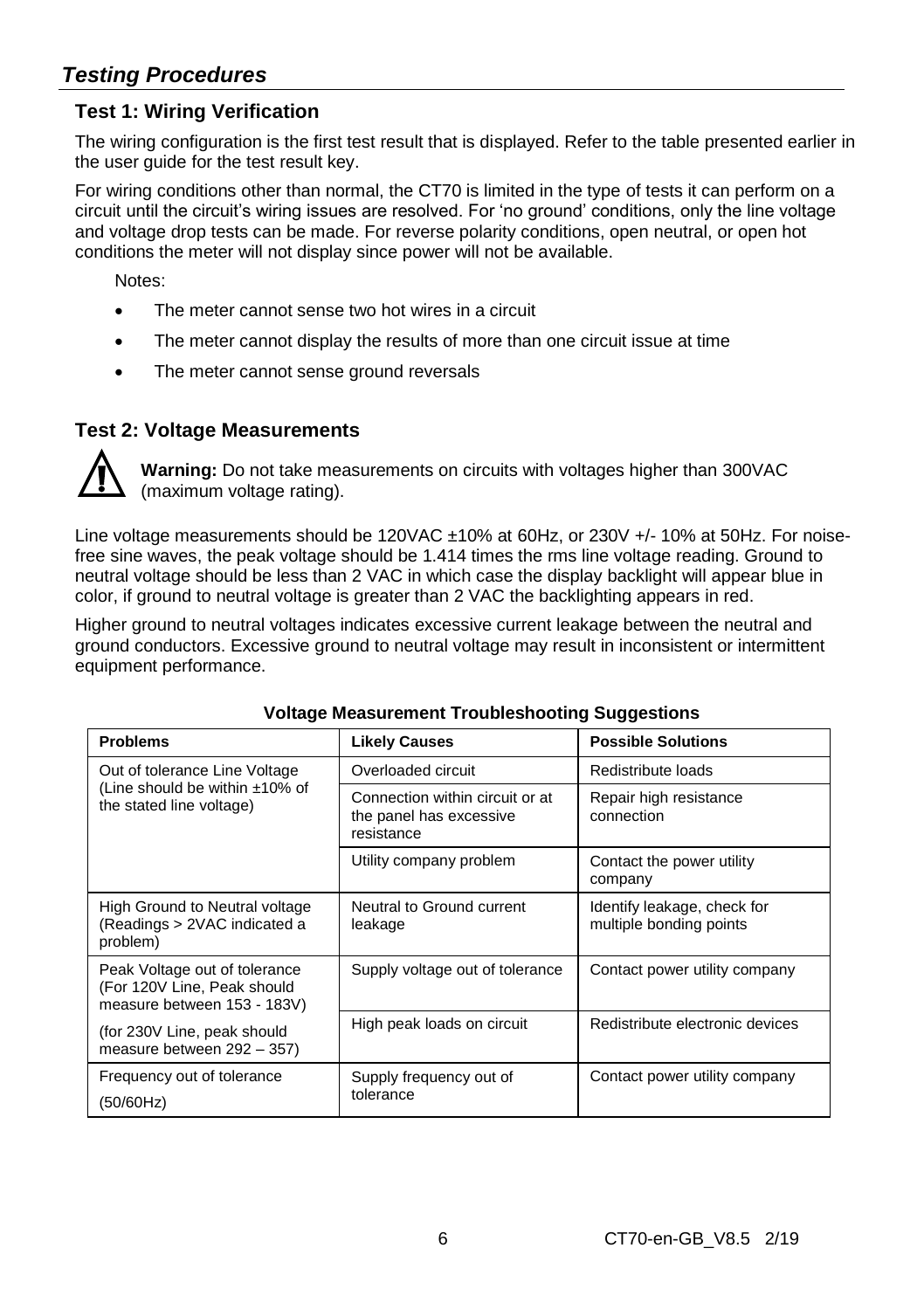## *Testing Procedures*

### Test 1: Wiring Verification

The wiring configuration is the first test result that is displayed. Refer to the table presented earlier in the user guide for the test result key.

For wiring conditions other than normal, the CT70 is limited in the type of tests it can perform on a circuit until the circuit's wiring issues are resolved. For 'no ground' conditions, only the line voltage and voltage drop tests can be made. For reverse polarity conditions, open neutral, or open hot conditions the meter will not display since power will not be available.

Notes:

- The meter cannot sense two hot wires in a circuit
- The meter cannot display the results of more than one circuit issue at time
- The meter cannot sense ground reversals

### Test 2: Voltage Measurements

**Warning:** Do not take measurements on circuits with voltages higher than 300VAC (maximum voltage rating).

Line voltage measurements should be 120VAC ±10% at 60Hz, or 230V +/- 10% at 50Hz. For noise-free sine waves, the peak voltage should be 1.414 times the rms line voltage reading. Ground to neutral voltage should be less than 2 VAC in which case the display backlight will appear blue in color, if ground to neutral voltage is greater than 2 VAC the backlighting appears in red.

Higher ground to neutral voltages indicates excessive current leakage between the neutral and ground conductors. Excessive ground to neutral voltage may result in inconsistent or intermittent equipment performance.

**Voltage Measurement Troubleshooting Suggestions**

| Problems | Likely Causes | Possible Solutions |
|---|---|---|
| Out of tolerance Line Voltage (Line should be within ±10% of the stated line voltage) | Overloaded circuit | Redistribute loads |
| | Connection within circuit or at the panel has excessive resistance | Repair high resistance connection |
| | Utility company problem | Contact the power utility company |
| High Ground to Neutral voltage (Readings > 2VAC indicated a problem) | Neutral to Ground current leakage | Identify leakage, check for multiple bonding points |
| Peak Voltage out of tolerance (For 120V Line, Peak should measure between 153 - 183V) | Supply voltage out of tolerance | Contact power utility company |
| (for 230V Line, peak should measure between 292 – 357) | High peak loads on circuit | Redistribute electronic devices |
| Frequency out of tolerance (50/60Hz) | Supply frequency out of tolerance | Contact power utility company |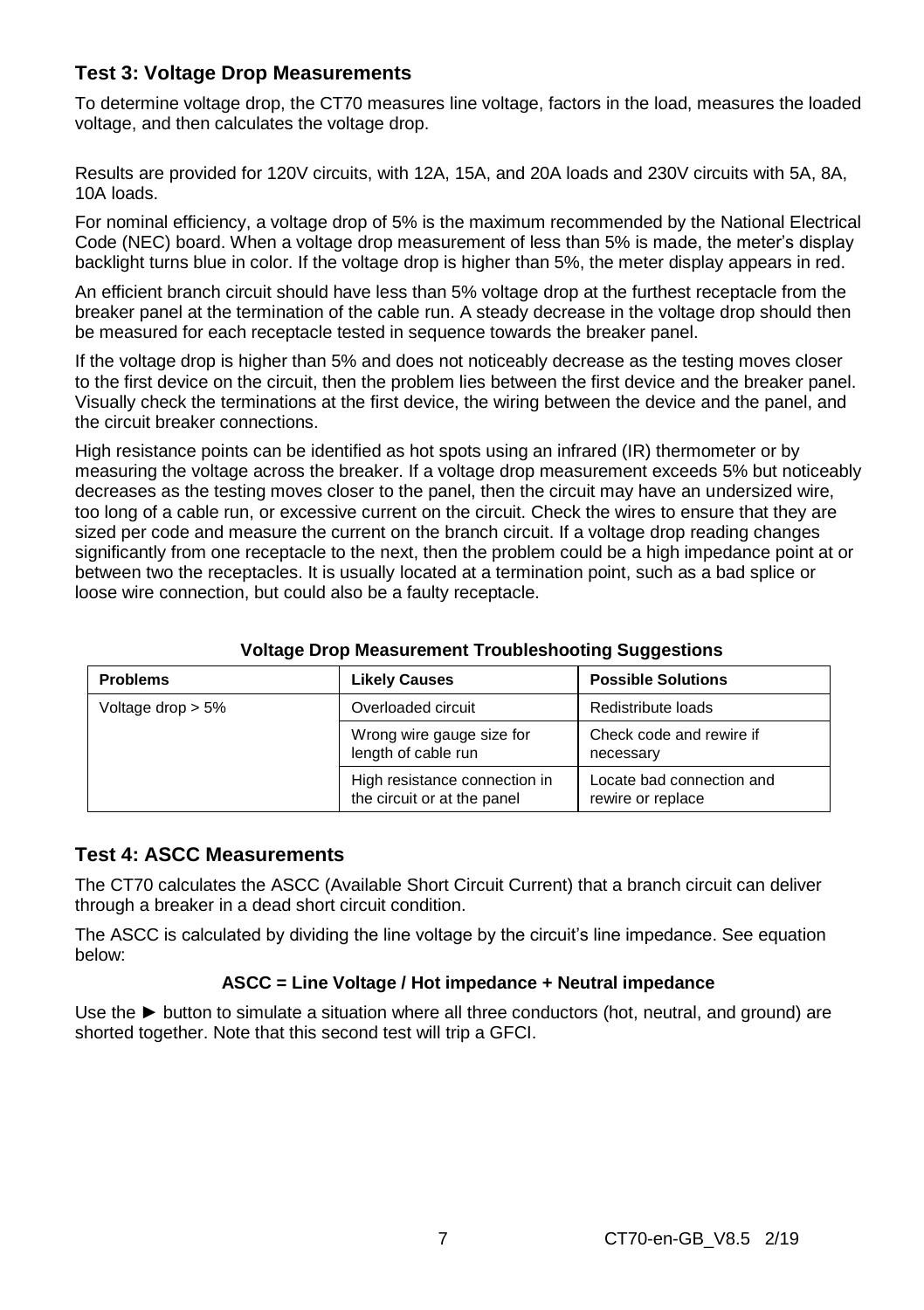## Test 3: Voltage Drop Measurements

To determine voltage drop, the CT70 measures line voltage, factors in the load, measures the loaded voltage, and then calculates the voltage drop.

Results are provided for 120V circuits, with 12A, 15A, and 20A loads and 230V circuits with 5A, 8A, 10A loads.

For nominal efficiency, a voltage drop of 5% is the maximum recommended by the National Electrical Code (NEC) board. When a voltage drop measurement of less than 5% is made, the meter's display backlight turns blue in color. If the voltage drop is higher than 5%, the meter display appears in red.

An efficient branch circuit should have less than 5% voltage drop at the furthest receptacle from the breaker panel at the termination of the cable run. A steady decrease in the voltage drop should then be measured for each receptacle tested in sequence towards the breaker panel.

If the voltage drop is higher than 5% and does not noticeably decrease as the testing moves closer to the first device on the circuit, then the problem lies between the first device and the breaker panel. Visually check the terminations at the first device, the wiring between the device and the panel, and the circuit breaker connections.

High resistance points can be identified as hot spots using an infrared (IR) thermometer or by measuring the voltage across the breaker. If a voltage drop measurement exceeds 5% but noticeably decreases as the testing moves closer to the panel, then the circuit may have an undersized wire, too long of a cable run, or excessive current on the circuit. Check the wires to ensure that they are sized per code and measure the current on the branch circuit. If a voltage drop reading changes significantly from one receptacle to the next, then the problem could be a high impedance point at or between two the receptacles. It is usually located at a termination point, such as a bad splice or loose wire connection, but could also be a faulty receptacle.

**Voltage Drop Measurement Troubleshooting Suggestions**

| Problems | Likely Causes | Possible Solutions |
|---|---|---|
| Voltage drop > 5% | Overloaded circuit | Redistribute loads |
| | Wrong wire gauge size for length of cable run | Check code and rewire if necessary |
| | High resistance connection in the circuit or at the panel | Locate bad connection and rewire or replace |

## Test 4: ASCC Measurements

The CT70 calculates the ASCC (Available Short Circuit Current) that a branch circuit can deliver through a breaker in a dead short circuit condition.

The ASCC is calculated by dividing the line voltage by the circuit's line impedance. See equation below:

**ASCC = Line Voltage / Hot impedance + Neutral impedance**

Use the ► button to simulate a situation where all three conductors (hot, neutral, and ground) are shorted together. Note that this second test will trip a GFCI.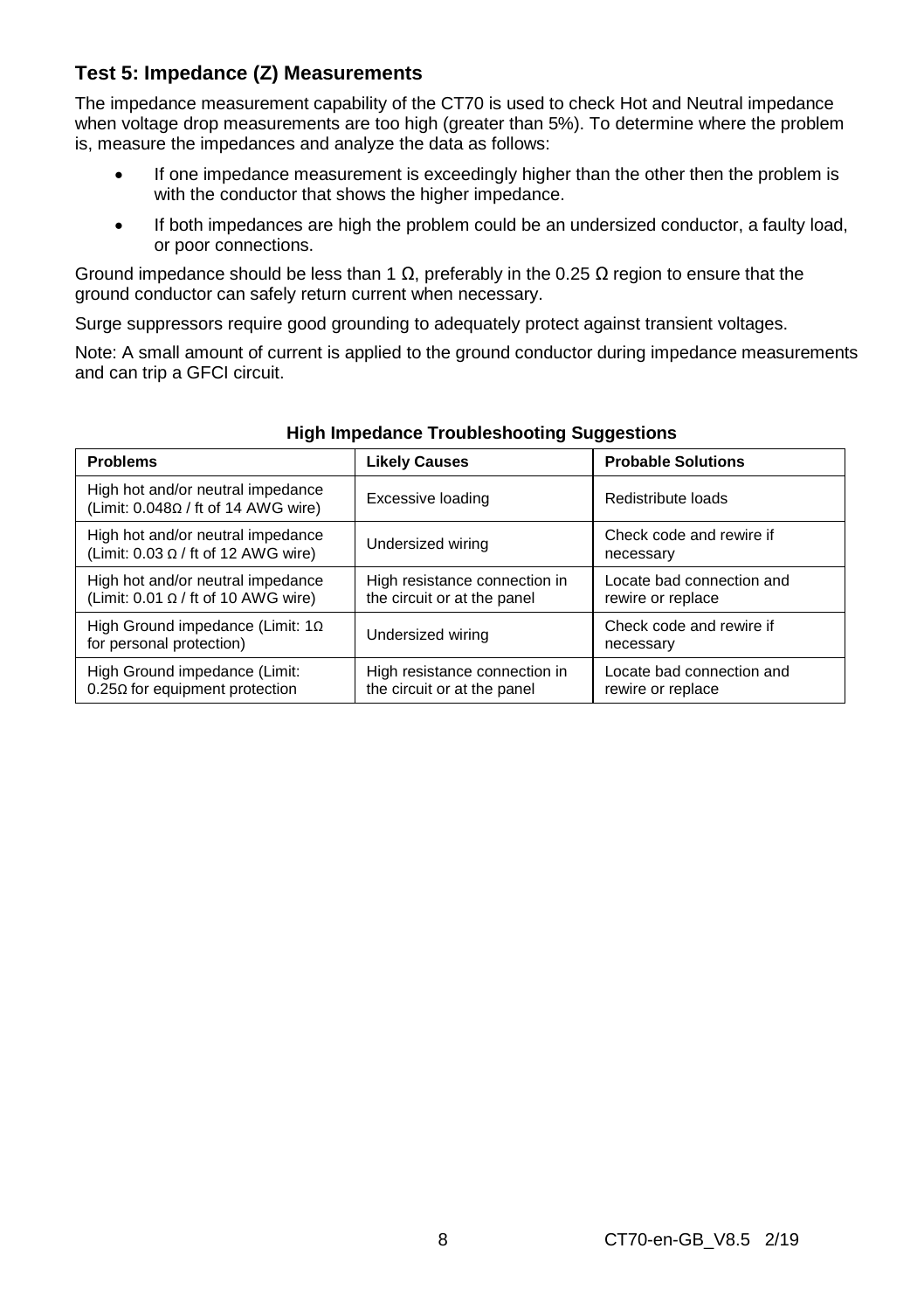## Test 5: Impedance (Z) Measurements

The impedance measurement capability of the CT70 is used to check Hot and Neutral impedance when voltage drop measurements are too high (greater than 5%). To determine where the problem is, measure the impedances and analyze the data as follows:

- If one impedance measurement is exceedingly higher than the other then the problem is with the conductor that shows the higher impedance.
- If both impedances are high the problem could be an undersized conductor, a faulty load, or poor connections.

Ground impedance should be less than 1 Ω, preferably in the 0.25 Ω region to ensure that the ground conductor can safely return current when necessary.

Surge suppressors require good grounding to adequately protect against transient voltages.

Note: A small amount of current is applied to the ground conductor during impedance measurements and can trip a GFCI circuit.

**High Impedance Troubleshooting Suggestions**

| Problems | Likely Causes | Probable Solutions |
|---|---|---|
| High hot and/or neutral impedance (Limit: 0.048Ω / ft of 14 AWG wire) | Excessive loading | Redistribute loads |
| High hot and/or neutral impedance (Limit: 0.03 Ω / ft of 12 AWG wire) | Undersized wiring | Check code and rewire if necessary |
| High hot and/or neutral impedance (Limit: 0.01 Ω / ft of 10 AWG wire) | High resistance connection in the circuit or at the panel | Locate bad connection and rewire or replace |
| High Ground impedance (Limit: 1Ω for personal protection) | Undersized wiring | Check code and rewire if necessary |
| High Ground impedance (Limit: 0.25Ω for equipment protection | High resistance connection in the circuit or at the panel | Locate bad connection and rewire or replace |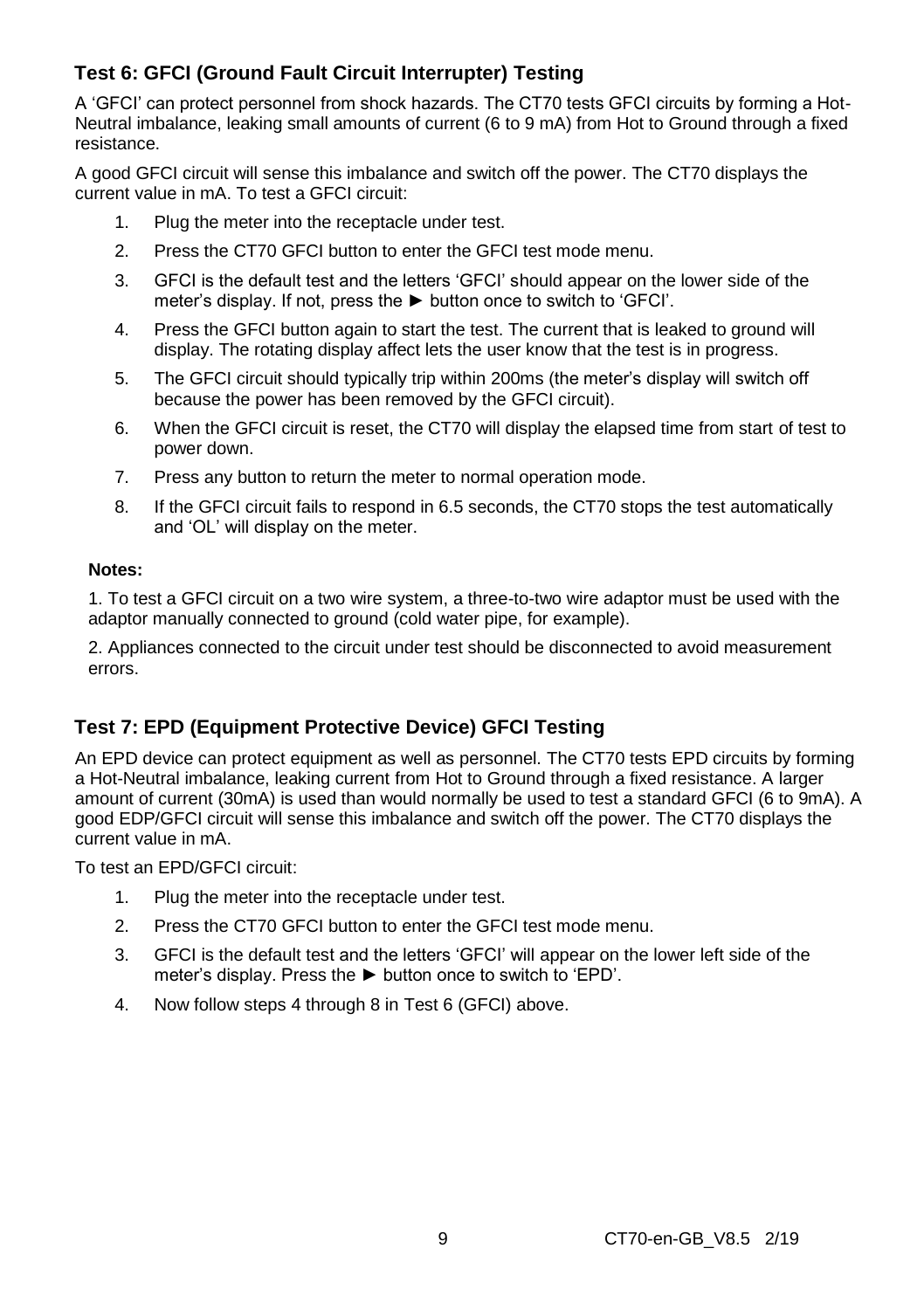## Test 6: GFCI (Ground Fault Circuit Interrupter) Testing

A 'GFCI' can protect personnel from shock hazards. The CT70 tests GFCI circuits by forming a Hot-Neutral imbalance, leaking small amounts of current (6 to 9 mA) from Hot to Ground through a fixed resistance.

A good GFCI circuit will sense this imbalance and switch off the power. The CT70 displays the current value in mA. To test a GFCI circuit:

1. Plug the meter into the receptacle under test.
2. Press the CT70 GFCI button to enter the GFCI test mode menu.
3. GFCI is the default test and the letters 'GFCI' should appear on the lower side of the meter's display. If not, press the ► button once to switch to 'GFCI'.
4. Press the GFCI button again to start the test. The current that is leaked to ground will display. The rotating display affect lets the user know that the test is in progress.
5. The GFCI circuit should typically trip within 200ms (the meter's display will switch off because the power has been removed by the GFCI circuit).
6. When the GFCI circuit is reset, the CT70 will display the elapsed time from start of test to power down.
7. Press any button to return the meter to normal operation mode.
8. If the GFCI circuit fails to respond in 6.5 seconds, the CT70 stops the test automatically and 'OL' will display on the meter.

**Notes:**

1. To test a GFCI circuit on a two wire system, a three-to-two wire adaptor must be used with the adaptor manually connected to ground (cold water pipe, for example).

2. Appliances connected to the circuit under test should be disconnected to avoid measurement errors.

## Test 7: EPD (Equipment Protective Device) GFCI Testing

An EPD device can protect equipment as well as personnel. The CT70 tests EPD circuits by forming a Hot-Neutral imbalance, leaking current from Hot to Ground through a fixed resistance. A larger amount of current (30mA) is used than would normally be used to test a standard GFCI (6 to 9mA). A good EDP/GFCI circuit will sense this imbalance and switch off the power. The CT70 displays the current value in mA.

To test an EPD/GFCI circuit:

1. Plug the meter into the receptacle under test.
2. Press the CT70 GFCI button to enter the GFCI test mode menu.
3. GFCI is the default test and the letters 'GFCI' will appear on the lower left side of the meter's display. Press the ► button once to switch to 'EPD'.
4. Now follow steps 4 through 8 in Test 6 (GFCI) above.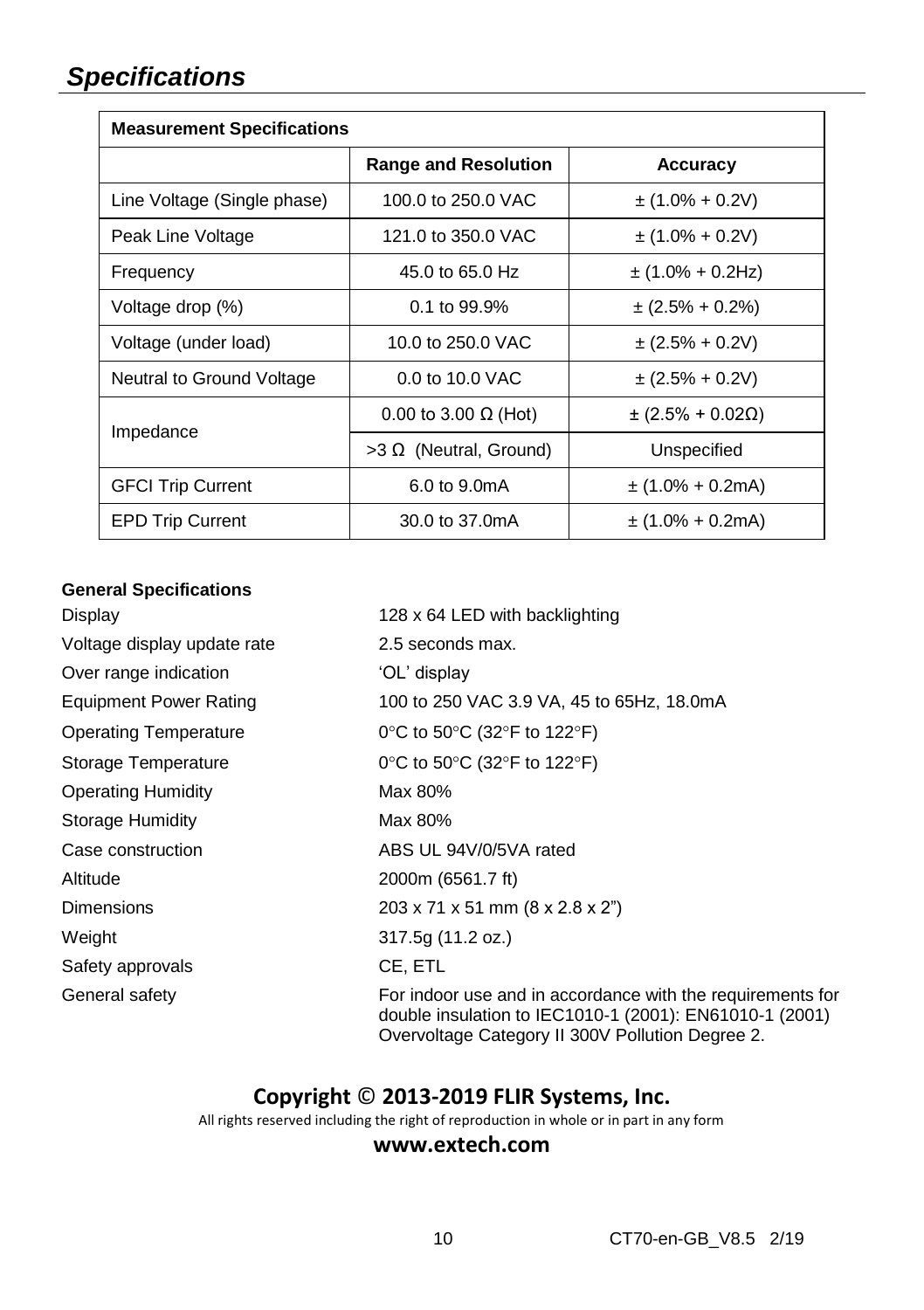# *Specifications*

| **Measurement Specifications** | | |
|---|---|---|
| | **Range and Resolution** | **Accuracy** |
| Line Voltage (Single phase) | 100.0 to 250.0 VAC | ± (1.0% + 0.2V) |
| Peak Line Voltage | 121.0 to 350.0 VAC | ± (1.0% + 0.2V) |
| Frequency | 45.0 to 65.0 Hz | ± (1.0% + 0.2Hz) |
| Voltage drop (%) | 0.1 to 99.9% | ± (2.5% + 0.2%) |
| Voltage (under load) | 10.0 to 250.0 VAC | ± (2.5% + 0.2V) |
| Neutral to Ground Voltage | 0.0 to 10.0 VAC | ± (2.5% + 0.2V) |
| Impedance | 0.00 to 3.00 Ω (Hot) | ± (2.5% + 0.02Ω) |
| | >3 Ω (Neutral, Ground) | Unspecified |
| GFCI Trip Current | 6.0 to 9.0mA | ± (1.0% + 0.2mA) |
| EPD Trip Current | 30.0 to 37.0mA | ± (1.0% + 0.2mA) |

**General Specifications**

| | |
|---|---|
| Display | 128 x 64 LED with backlighting |
| Voltage display update rate | 2.5 seconds max. |
| Over range indication | 'OL' display |
| Equipment Power Rating | 100 to 250 VAC 3.9 VA, 45 to 65Hz, 18.0mA |
| Operating Temperature | 0°C to 50°C (32°F to 122°F) |
| Storage Temperature | 0°C to 50°C (32°F to 122°F) |
| Operating Humidity | Max 80% |
| Storage Humidity | Max 80% |
| Case construction | ABS UL 94V/0/5VA rated |
| Altitude | 2000m (6561.7 ft) |
| Dimensions | 203 x 71 x 51 mm (8 x 2.8 x 2") |
| Weight | 317.5g (11.2 oz.) |
| Safety approvals | CE, ETL |
| General safety | For indoor use and in accordance with the requirements for double insulation to IEC1010-1 (2001): EN61010-1 (2001) Overvoltage Category II 300V Pollution Degree 2. |

**Copyright © 2013-2019 FLIR Systems, Inc.**

All rights reserved including the right of reproduction in whole or in part in any form

**www.extech.com**

CT70-en-GB_V8.5 2/19